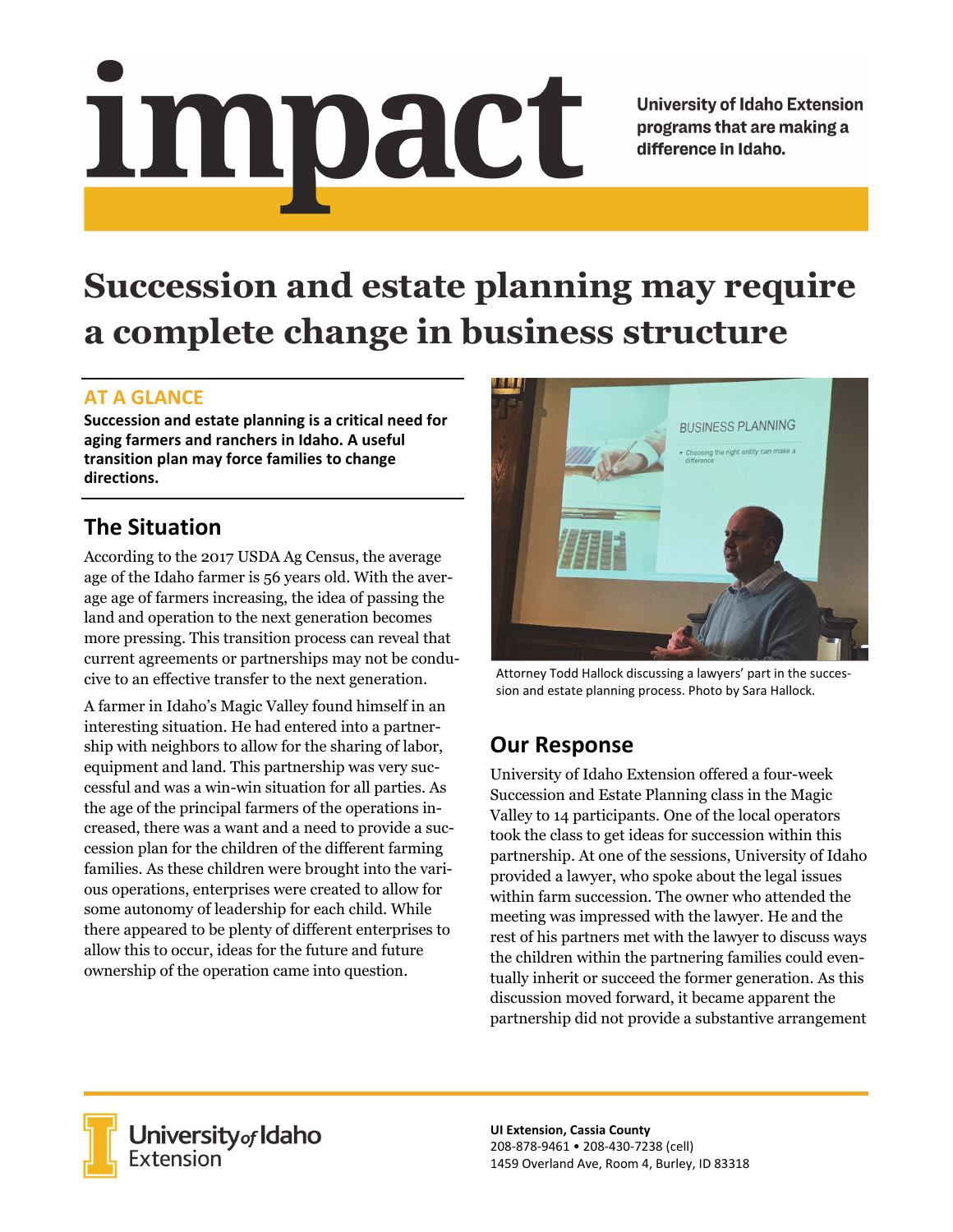# impact

University of Idaho Extension programs that are making a difference in Idaho.

# Succession and estate planning may require a complete change in business structure

## AT A GLANCE

**Succession and estate planning is a critical need for aging farmers and ranchers in Idaho. A useful transition plan may force families to change directions.**

## The Situation

According to the 2017 USDA Ag Census, the average age of the Idaho farmer is 56 years old. With the average age of farmers increasing, the idea of passing the land and operation to the next generation becomes more pressing. This transition process can reveal that current agreements or partnerships may not be conducive to an effective transfer to the next generation.

A farmer in Idaho's Magic Valley found himself in an interesting situation. He had entered into a partnership with neighbors to allow for the sharing of labor, equipment and land. This partnership was very successful and was a win-win situation for all parties. As the age of the principal farmers of the operations increased, there was a want and a need to provide a succession plan for the children of the different farming families. As these children were brought into the various operations, enterprises were created to allow for some autonomy of leadership for each child. While there appeared to be plenty of different enterprises to allow this to occur, ideas for the future and future ownership of the operation came into question.

Attorney Todd Hallock discussing a lawyers' part in the succession and estate planning process. Photo by Sara Hallock.

## Our Response

University of Idaho Extension offered a four-week Succession and Estate Planning class in the Magic Valley to 14 participants. One of the local operators took the class to get ideas for succession within this partnership. At one of the sessions, University of Idaho provided a lawyer, who spoke about the legal issues within farm succession. The owner who attended the meeting was impressed with the lawyer. He and the rest of his partners met with the lawyer to discuss ways the children within the partnering families could eventually inherit or succeed the former generation. As this discussion moved forward, it became apparent the partnership did not provide a substantive arrangement

University of Idaho Extension

**UI Extension, Cassia County**
208-878-9461 • 208-430-7238 (cell)
1459 Overland Ave, Room 4, Burley, ID 83318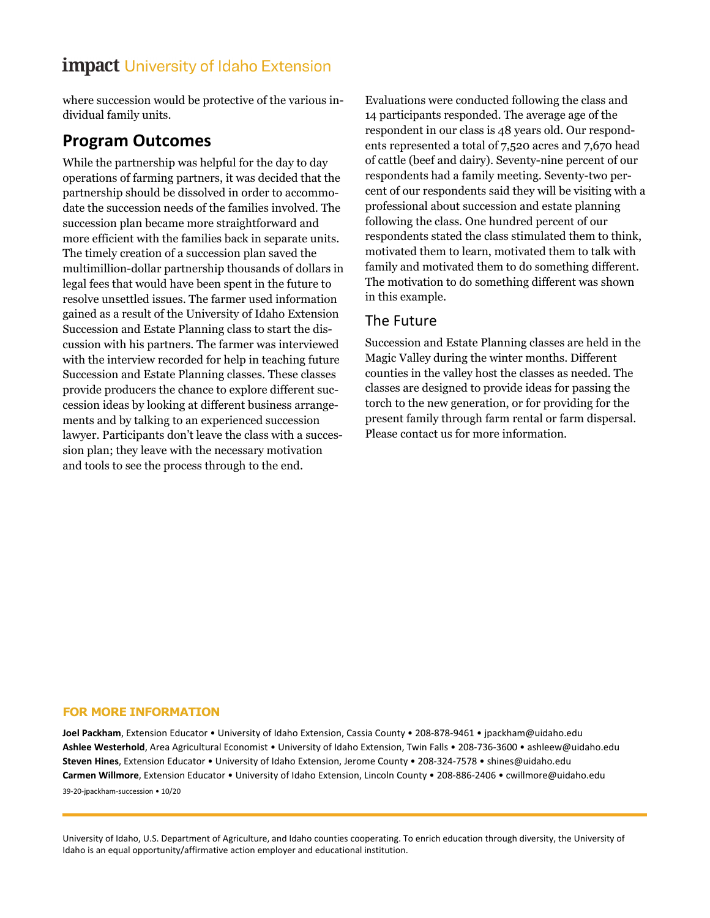where succession would be protective of the various individual family units.

## Program Outcomes

While the partnership was helpful for the day to day operations of farming partners, it was decided that the partnership should be dissolved in order to accommodate the succession needs of the families involved. The succession plan became more straightforward and more efficient with the families back in separate units. The timely creation of a succession plan saved the multimillion-dollar partnership thousands of dollars in legal fees that would have been spent in the future to resolve unsettled issues. The farmer used information gained as a result of the University of Idaho Extension Succession and Estate Planning class to start the discussion with his partners. The farmer was interviewed with the interview recorded for help in teaching future Succession and Estate Planning classes. These classes provide producers the chance to explore different succession ideas by looking at different business arrangements and by talking to an experienced succession lawyer. Participants don't leave the class with a succession plan; they leave with the necessary motivation and tools to see the process through to the end.

Evaluations were conducted following the class and 14 participants responded. The average age of the respondent in our class is 48 years old. Our respondents represented a total of 7,520 acres and 7,670 head of cattle (beef and dairy). Seventy-nine percent of our respondents had a family meeting. Seventy-two percent of our respondents said they will be visiting with a professional about succession and estate planning following the class. One hundred percent of our respondents stated the class stimulated them to think, motivated them to learn, motivated them to talk with family and motivated them to do something different. The motivation to do something different was shown in this example.

### The Future

Succession and Estate Planning classes are held in the Magic Valley during the winter months. Different counties in the valley host the classes as needed. The classes are designed to provide ideas for passing the torch to the new generation, or for providing for the present family through farm rental or farm dispersal. Please contact us for more information.

**FOR MORE INFORMATION**

**Joel Packham**, Extension Educator • University of Idaho Extension, Cassia County • 208-878-9461 • jpackham@uidaho.edu
**Ashlee Westerhold**, Area Agricultural Economist • University of Idaho Extension, Twin Falls • 208-736-3600 • ashleew@uidaho.edu
**Steven Hines**, Extension Educator • University of Idaho Extension, Jerome County • 208-324-7578 • shines@uidaho.edu
**Carmen Willmore**, Extension Educator • University of Idaho Extension, Lincoln County • 208-886-2406 • cwillmore@uidaho.edu

39-20-jpackham-succession • 10/20

University of Idaho, U.S. Department of Agriculture, and Idaho counties cooperating. To enrich education through diversity, the University of Idaho is an equal opportunity/affirmative action employer and educational institution.